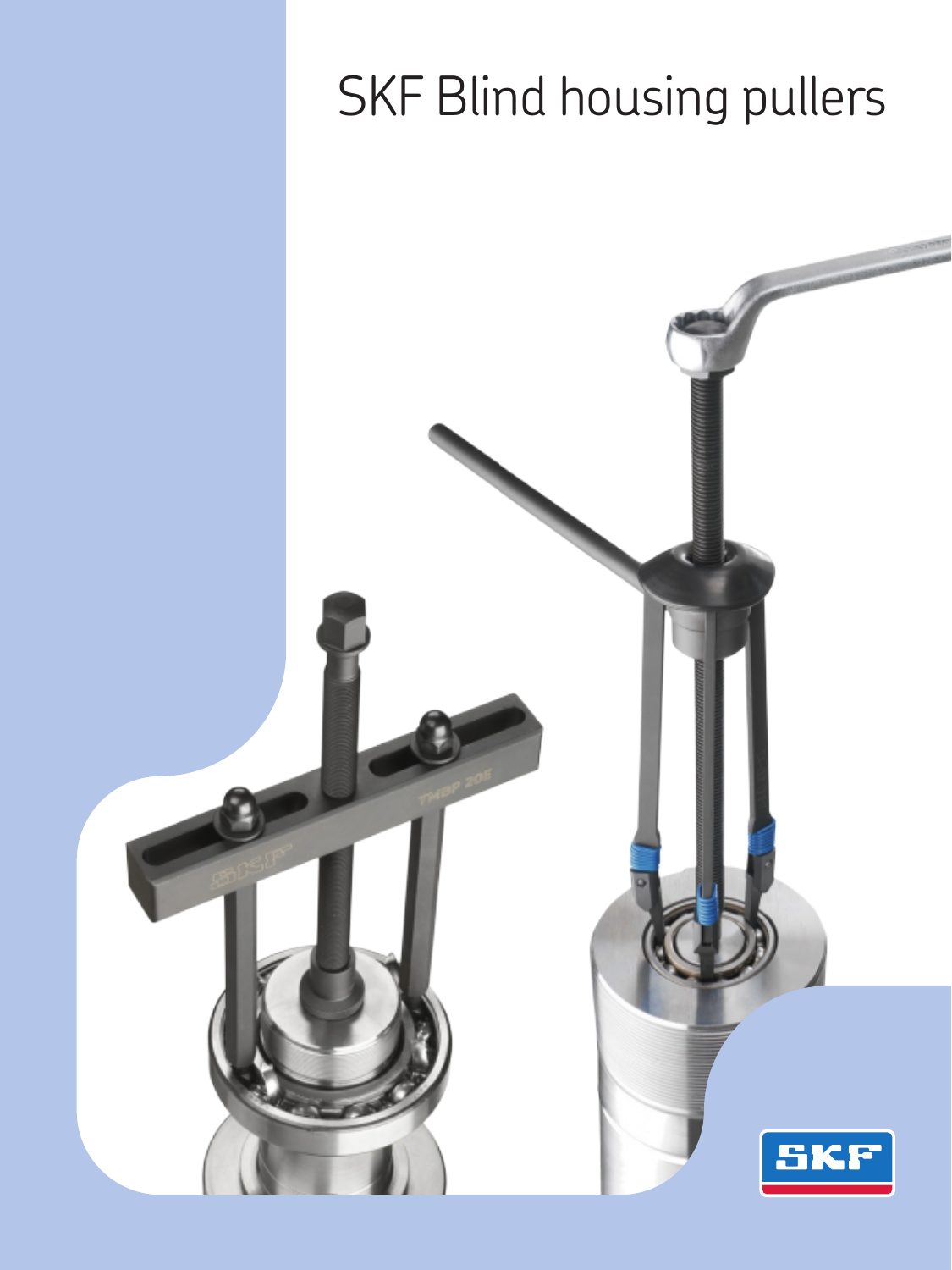# SKF Blind housing pullers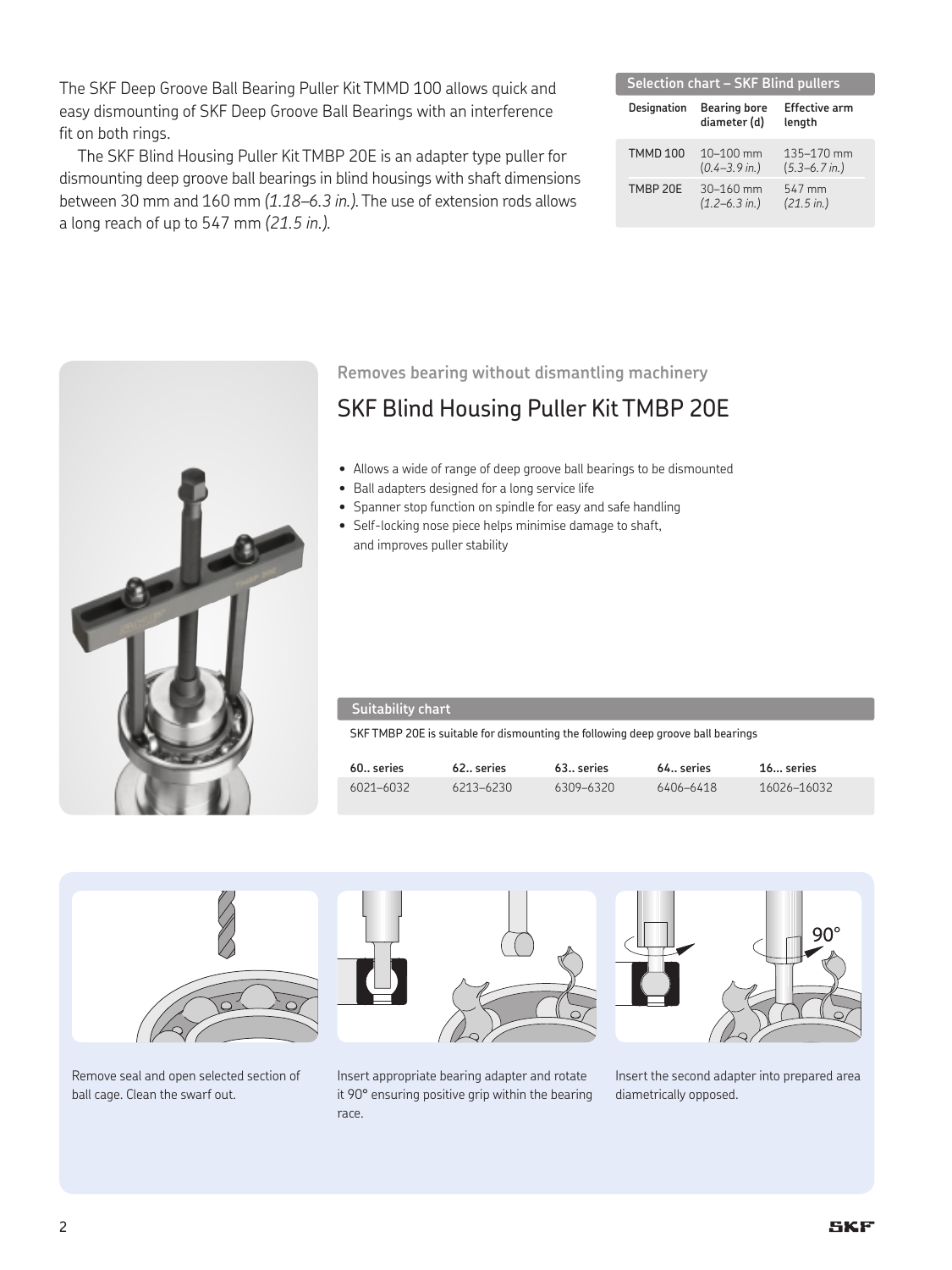The SKF Deep Groove Ball Bearing Puller Kit TMMD 100 allows quick and easy dismounting of SKF Deep Groove Ball Bearings with an interference fit on both rings.

The SKF Blind Housing Puller Kit TMBP 20E is an adapter type puller for dismounting deep groove ball bearings in blind housings with shaft dimensions between 30 mm and 160 mm *(1.18–6.3 in.)*. The use of extension rods allows a long reach of up to 547 mm *(21.5 in.)*.

**Selection chart – SKF Blind pullers**

| Designation | Bearing bore diameter (d) | Effective arm length |
|---|---|---|
| TMMD 100 | 10–100 mm *(0.4–3.9 in.)* | 135–170 mm *(5.3–6.7 in.)* |
| TMBP 20E | 30–160 mm *(1.2–6.3 in.)* | 547 mm *(21.5 in.)* |

### Removes bearing without dismantling machinery

## SKF Blind Housing Puller Kit TMBP 20E

- Allows a wide of range of deep groove ball bearings to be dismounted
- Ball adapters designed for a long service life
- Spanner stop function on spindle for easy and safe handling
- Self-locking nose piece helps minimise damage to shaft, and improves puller stability

**Suitability chart**

SKF TMBP 20E is suitable for dismounting the following deep groove ball bearings

| 60.. series | 62.. series | 63.. series | 64.. series | 16... series |
|---|---|---|---|---|
| 6021–6032 | 6213–6230 | 6309–6320 | 6406–6418 | 16026–16032 |

Remove seal and open selected section of ball cage. Clean the swarf out.

Insert appropriate bearing adapter and rotate it 90° ensuring positive grip within the bearing race.

Insert the second adapter into prepared area diametrically opposed.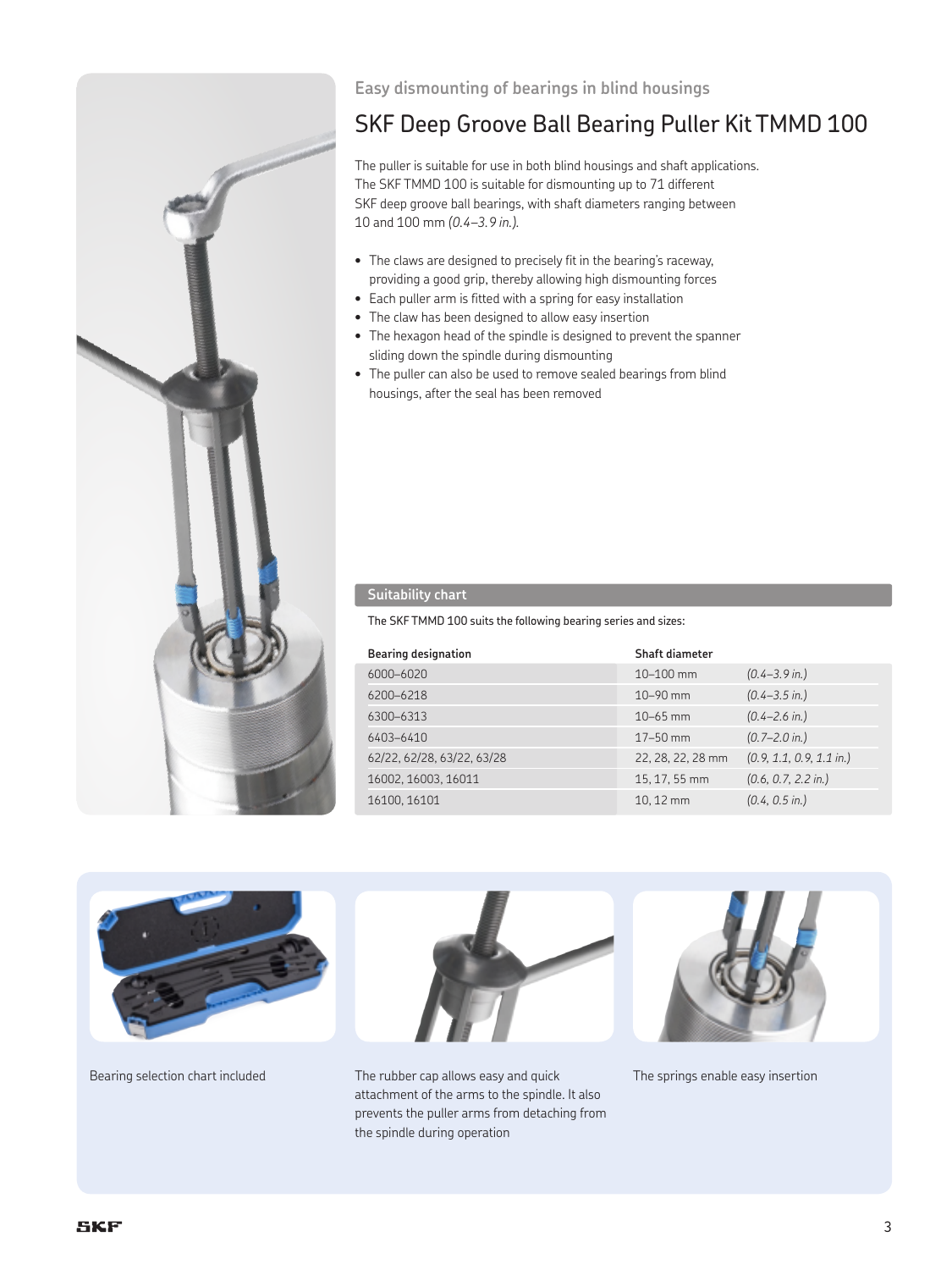### Easy dismounting of bearings in blind housings

# SKF Deep Groove Ball Bearing Puller Kit TMMD 100

The puller is suitable for use in both blind housings and shaft applications. The SKF TMMD 100 is suitable for dismounting up to 71 different SKF deep groove ball bearings, with shaft diameters ranging between 10 and 100 mm *(0.4–3.9 in.)*.

- The claws are designed to precisely fit in the bearing's raceway, providing a good grip, thereby allowing high dismounting forces
- Each puller arm is fitted with a spring for easy installation
- The claw has been designed to allow easy insertion
- The hexagon head of the spindle is designed to prevent the spanner sliding down the spindle during dismounting
- The puller can also be used to remove sealed bearings from blind housings, after the seal has been removed

## Suitability chart

The SKF TMMD 100 suits the following bearing series and sizes:

| Bearing designation | Shaft diameter | |
|---|---|---|
| 6000–6020 | 10–100 mm | *(0.4–3.9 in.)* |
| 6200–6218 | 10–90 mm | *(0.4–3.5 in.)* |
| 6300–6313 | 10–65 mm | *(0.4–2.6 in.)* |
| 6403–6410 | 17–50 mm | *(0.7–2.0 in.)* |
| 62/22, 62/28, 63/22, 63/28 | 22, 28, 22, 28 mm | *(0.9, 1.1, 0.9, 1.1 in.)* |
| 16002, 16003, 16011 | 15, 17, 55 mm | *(0.6, 0.7, 2.2 in.)* |
| 16100, 16101 | 10, 12 mm | *(0.4, 0.5 in.)* |

Bearing selection chart included

The rubber cap allows easy and quick attachment of the arms to the spindle. It also prevents the puller arms from detaching from the spindle during operation

The springs enable easy insertion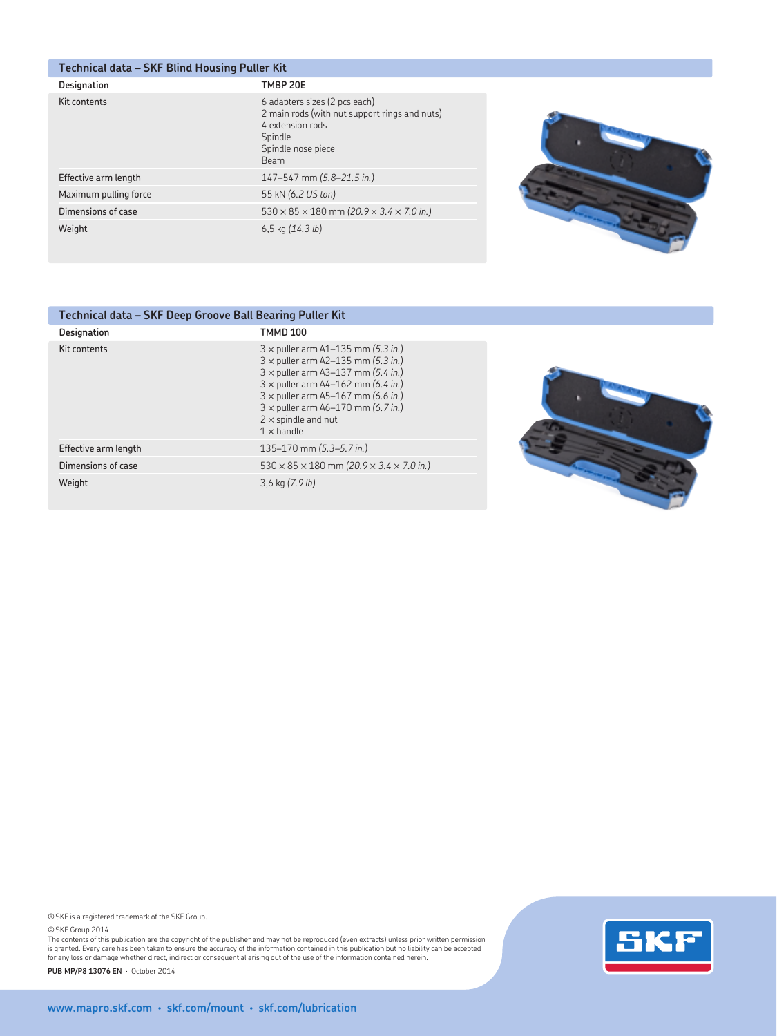## Technical data – SKF Blind Housing Puller Kit

| Designation | TMBP 20E |
|---|---|
| Kit contents | 6 adapters sizes (2 pcs each)<br>2 main rods (with nut support rings and nuts)<br>4 extension rods<br>Spindle<br>Spindle nose piece<br>Beam |
| Effective arm length | 147–547 mm *(5.8–21.5 in.)* |
| Maximum pulling force | 55 kN *(6.2 US ton)* |
| Dimensions of case | 530 × 85 × 180 mm *(20.9 × 3.4 × 7.0 in.)* |
| Weight | 6,5 kg *(14.3 lb)* |

## Technical data – SKF Deep Groove Ball Bearing Puller Kit

| Designation | TMMD 100 |
|---|---|
| Kit contents | 3 × puller arm A1–135 mm *(5.3 in.)*<br>3 × puller arm A2–135 mm *(5.3 in.)*<br>3 × puller arm A3–137 mm *(5.4 in.)*<br>3 × puller arm A4–162 mm *(6.4 in.)*<br>3 × puller arm A5–167 mm *(6.6 in.)*<br>3 × puller arm A6–170 mm *(6.7 in.)*<br>2 × spindle and nut<br>1 × handle |
| Effective arm length | 135–170 mm *(5.3–5.7 in.)* |
| Dimensions of case | 530 × 85 × 180 mm *(20.9 × 3.4 × 7.0 in.)* |
| Weight | 3,6 kg *(7.9 lb)* |

® SKF is a registered trademark of the SKF Group.

© SKF Group 2014

The contents of this publication are the copyright of the publisher and may not be reproduced (even extracts) unless prior written permission is granted. Every care has been taken to ensure the accuracy of the information contained in this publication but no liability can be accepted for any loss or damage whether direct, indirect or consequential arising out of the use of the information contained herein.

**PUB MP/P8 13076 EN** · October 2014

**www.mapro.skf.com • skf.com/mount • skf.com/lubrication**